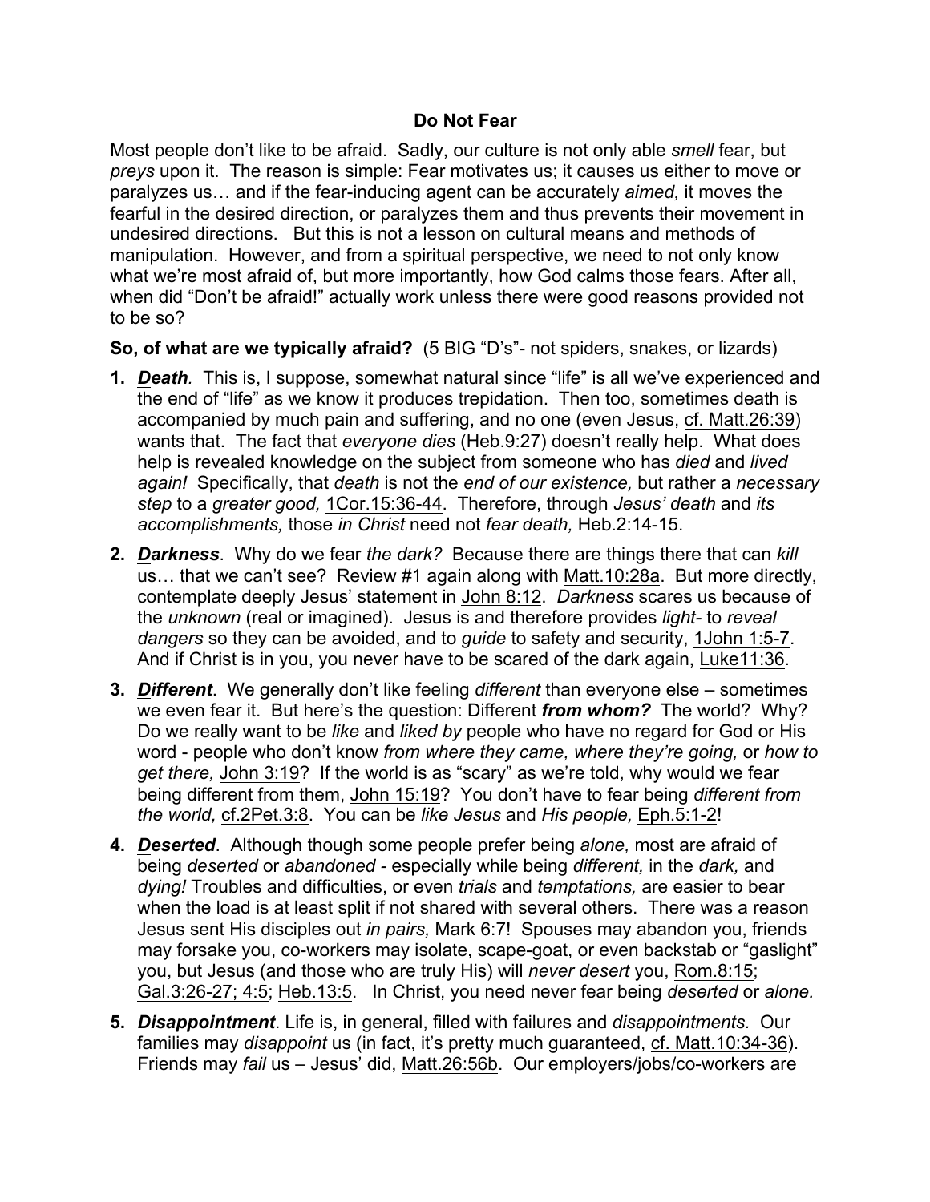**Do Not Fear**

Most people don't like to be afraid. Sadly, our culture is not only able *smell* fear, but *preys* upon it. The reason is simple: Fear motivates us; it causes us either to move or paralyzes us… and if the fear-inducing agent can be accurately *aimed,* it moves the fearful in the desired direction, or paralyzes them and thus prevents their movement in undesired directions. But this is not a lesson on cultural means and methods of manipulation. However, and from a spiritual perspective, we need to not only know what we're most afraid of, but more importantly, how God calms those fears. After all, when did "Don't be afraid!" actually work unless there were good reasons provided not to be so?

**So, of what are we typically afraid?** (5 BIG "D's"- not spiders, snakes, or lizards)

1. ***Death***. This is, I suppose, somewhat natural since "life" is all we've experienced and the end of "life" as we know it produces trepidation. Then too, sometimes death is accompanied by much pain and suffering, and no one (even Jesus, cf. Matt.26:39) wants that. The fact that *everyone dies* (Heb.9:27) doesn't really help. What does help is revealed knowledge on the subject from someone who has *died* and *lived again!* Specifically, that *death* is not the *end of our existence,* but rather a *necessary step* to a *greater good,* 1Cor.15:36-44. Therefore, through *Jesus' death* and *its accomplishments,* those *in Christ* need not *fear death,* Heb.2:14-15.

2. ***Darkness***. Why do we fear *the dark?* Because there are things there that can *kill* us… that we can't see? Review #1 again along with Matt.10:28a. But more directly, contemplate deeply Jesus' statement in John 8:12. *Darkness* scares us because of the *unknown* (real or imagined). Jesus is and therefore provides *light*- to *reveal dangers* so they can be avoided, and to *guide* to safety and security, 1John 1:5-7. And if Christ is in you, you never have to be scared of the dark again, Luke11:36.

3. ***Different***. We generally don't like feeling *different* than everyone else – sometimes we even fear it. But here's the question: Different ***from whom?*** The world? Why? Do we really want to be *like* and *liked by* people who have no regard for God or His word - people who don't know *from where they came, where they're going,* or *how to get there,* John 3:19? If the world is as "scary" as we're told, why would we fear being different from them, John 15:19? You don't have to fear being *different from the world,* cf.2Pet.3:8. You can be *like Jesus* and *His people,* Eph.5:1-2!

4. ***Deserted***. Although though some people prefer being *alone,* most are afraid of being *deserted* or *abandoned* - especially while being *different,* in the *dark,* and *dying!* Troubles and difficulties, or even *trials* and *temptations,* are easier to bear when the load is at least split if not shared with several others. There was a reason Jesus sent His disciples out *in pairs,* Mark 6:7! Spouses may abandon you, friends may forsake you, co-workers may isolate, scape-goat, or even backstab or "gaslight" you, but Jesus (and those who are truly His) will *never desert* you, Rom.8:15; Gal.3:26-27; 4:5; Heb.13:5. In Christ, you need never fear being *deserted* or *alone.*

5. ***Disappointment***. Life is, in general, filled with failures and *disappointments.* Our families may *disappoint* us (in fact, it's pretty much guaranteed, cf. Matt.10:34-36). Friends may *fail* us – Jesus' did, Matt.26:56b. Our employers/jobs/co-workers are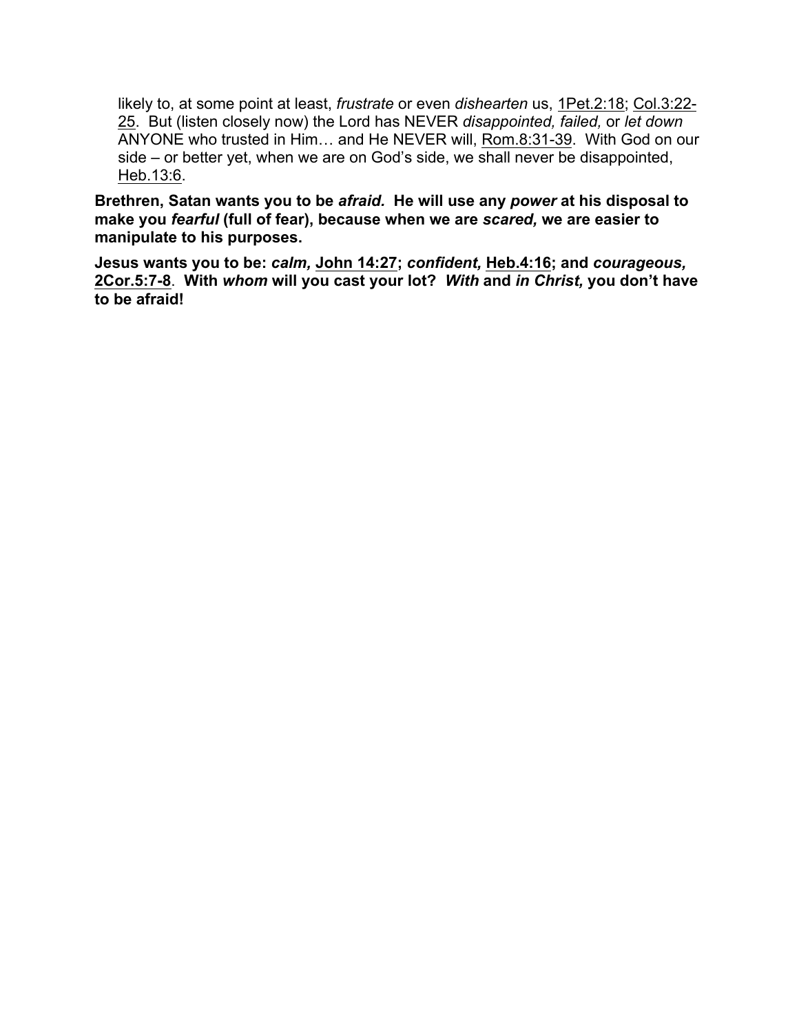likely to, at some point at least, *frustrate* or even *dishearten* us, 1Pet.2:18; Col.3:22-25. But (listen closely now) the Lord has NEVER *disappointed, failed,* or *let down* ANYONE who trusted in Him… and He NEVER will, Rom.8:31-39. With God on our side – or better yet, when we are on God's side, we shall never be disappointed, Heb.13:6.

**Brethren, Satan wants you to be *afraid.* He will use any *power* at his disposal to make you *fearful* (full of fear), because when we are *scared,* we are easier to manipulate to his purposes.**

**Jesus wants you to be: *calm,* John 14:27; *confident,* Heb.4:16; and *courageous,* 2Cor.5:7-8. With *whom* will you cast your lot? *With* and *in Christ,* you don't have to be afraid!**